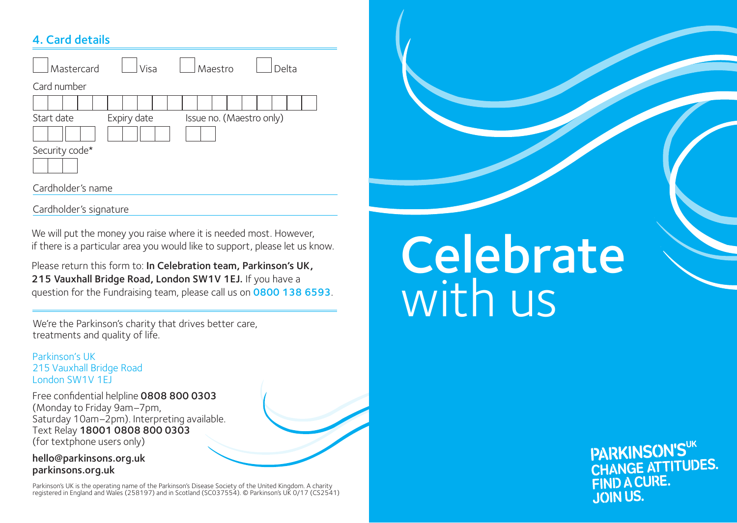## 4. Card details

☐ Mastercard ☐ Visa ☐ Maestro ☐ Delta

Card number

Start date

Expiry date

Issue no. (Maestro only)

Security code*

Cardholder's name

Cardholder's signature

We will put the money you raise where it is needed most. However, if there is a particular area you would like to support, please let us know.

Please return this form to: **In Celebration team, Parkinson's UK, 215 Vauxhall Bridge Road, London SW1V 1EJ.** If you have a question for the Fundraising team, please call us on **0800 138 6593**.

We're the Parkinson's charity that drives better care, treatments and quality of life.

Parkinson's UK
215 Vauxhall Bridge Road
London SW1V 1EJ

Free confidential helpline **0808 800 0303**
(Monday to Friday 9am–7pm,
Saturday 10am–2pm). Interpreting available.
Text Relay **18001 0808 800 0303**
(for textphone users only)

**hello@parkinsons.org.uk**
**parkinsons.org.uk**

Parkinson's UK is the operating name of the Parkinson's Disease Society of the United Kingdom. A charity registered in England and Wales (258197) and in Scotland (SC037554). © Parkinson's UK 0/17 (CS2541)

# Celebrate with us

**PARKINSON'S[UK]**
**CHANGE ATTITUDES.**
**FIND A CURE.**
**JOIN US.**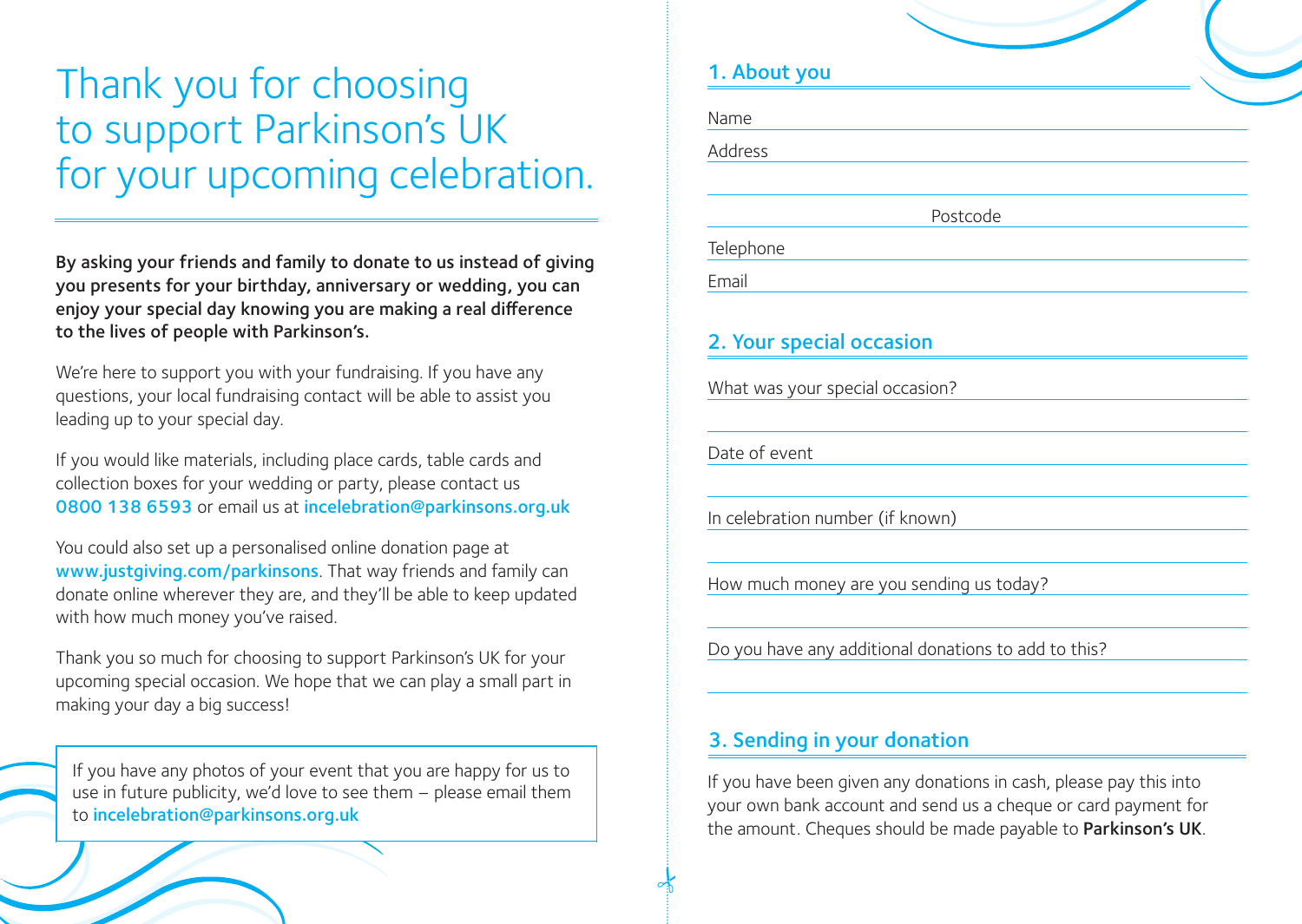# Thank you for choosing to support Parkinson's UK for your upcoming celebration.

**By asking your friends and family to donate to us instead of giving you presents for your birthday, anniversary or wedding, you can enjoy your special day knowing you are making a real difference to the lives of people with Parkinson's.**

We're here to support you with your fundraising. If you have any questions, your local fundraising contact will be able to assist you leading up to your special day.

If you would like materials, including place cards, table cards and collection boxes for your wedding or party, please contact us **0800 138 6593** or email us at **incelebration@parkinsons.org.uk**

You could also set up a personalised online donation page at **www.justgiving.com/parkinsons**. That way friends and family can donate online wherever they are, and they'll be able to keep updated with how much money you've raised.

Thank you so much for choosing to support Parkinson's UK for your upcoming special occasion. We hope that we can play a small part in making your day a big success!

If you have any photos of your event that you are happy for us to use in future publicity, we'd love to see them – please email them to **incelebration@parkinsons.org.uk**

## 1. About you

Name

Address

Postcode

Telephone

Email

## 2. Your special occasion

What was your special occasion?

Date of event

In celebration number (if known)

How much money are you sending us today?

Do you have any additional donations to add to this?

## 3. Sending in your donation

If you have been given any donations in cash, please pay this into your own bank account and send us a cheque or card payment for the amount. Cheques should be made payable to **Parkinson's UK**.